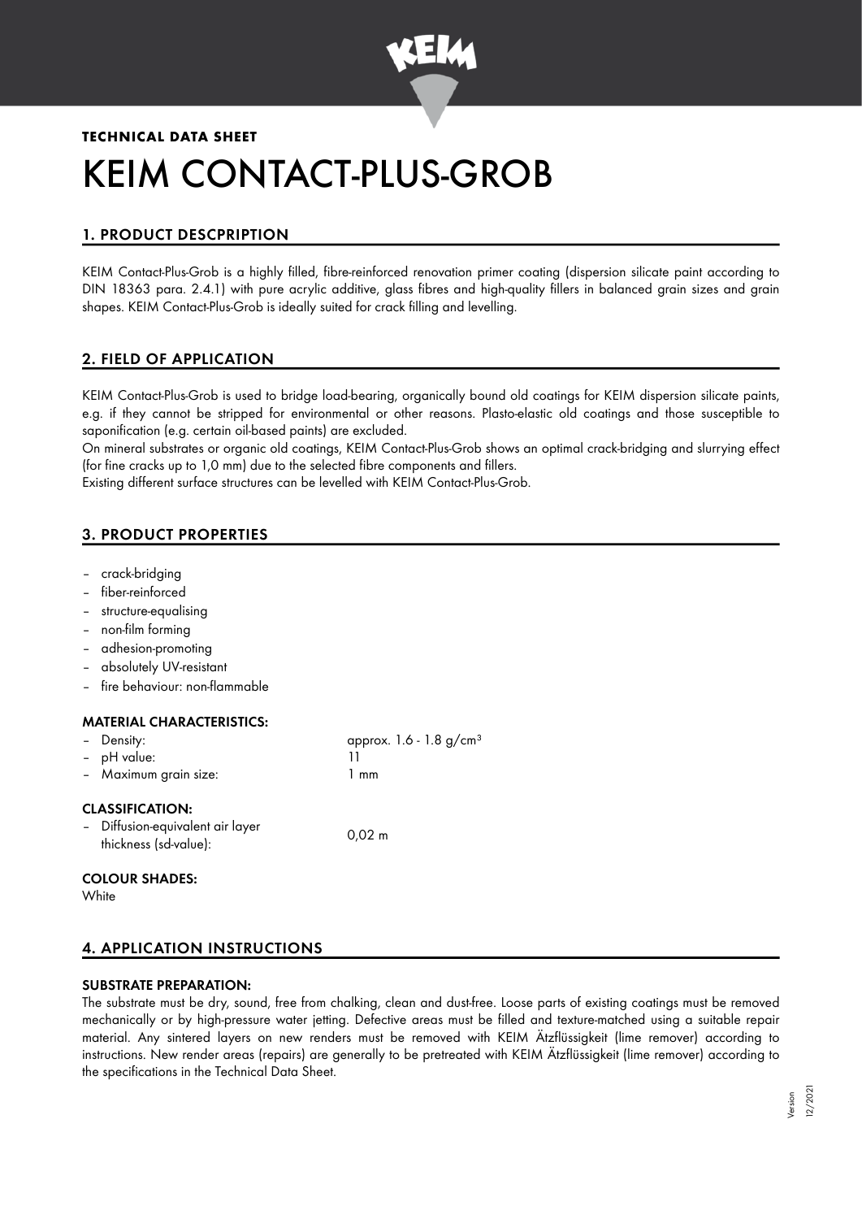**TECHNICAL DATA SHEET**

# KEIM CONTACT-PLUS-GROB

## 1. PRODUCT DESCPRIPTION

KEIM Contact-Plus-Grob is a highly filled, fibre-reinforced renovation primer coating (dispersion silicate paint according to DIN 18363 para. 2.4.1) with pure acrylic additive, glass fibres and high-quality fillers in balanced grain sizes and grain shapes. KEIM Contact-Plus-Grob is ideally suited for crack filling and levelling.

## 2. FIELD OF APPLICATION

KEIM Contact-Plus-Grob is used to bridge load-bearing, organically bound old coatings for KEIM dispersion silicate paints, e.g. if they cannot be stripped for environmental or other reasons. Plasto-elastic old coatings and those susceptible to saponification (e.g. certain oil-based paints) are excluded.

On mineral substrates or organic old coatings, KEIM Contact-Plus-Grob shows an optimal crack-bridging and slurrying effect (for fine cracks up to 1,0 mm) due to the selected fibre components and fillers.

Existing different surface structures can be levelled with KEIM Contact-Plus-Grob.

## 3. PRODUCT PROPERTIES

- crack-bridging
- fiber-reinforced
- structure-equalising
- non-film forming
- adhesion-promoting
- absolutely UV-resistant
- fire behaviour: non-flammable

### MATERIAL CHARACTERISTICS:

| | |
|---|---|
| – Density: | approx. 1.6 - 1.8 g/cm³ |
| – pH value: | 11 |
| – Maximum grain size: | 1 mm |

### CLASSIFICATION:

| | |
|---|---|
| – Diffusion-equivalent air layer thickness (sd-value): | 0,02 m |

### COLOUR SHADES:

White

## 4. APPLICATION INSTRUCTIONS

### SUBSTRATE PREPARATION:

The substrate must be dry, sound, free from chalking, clean and dust-free. Loose parts of existing coatings must be removed mechanically or by high-pressure water jetting. Defective areas must be filled and texture-matched using a suitable repair material. Any sintered layers on new renders must be removed with KEIM Ätzflüssigkeit (lime remover) according to instructions. New render areas (repairs) are generally to be pretreated with KEIM Ätzflüssigkeit (lime remover) according to the specifications in the Technical Data Sheet.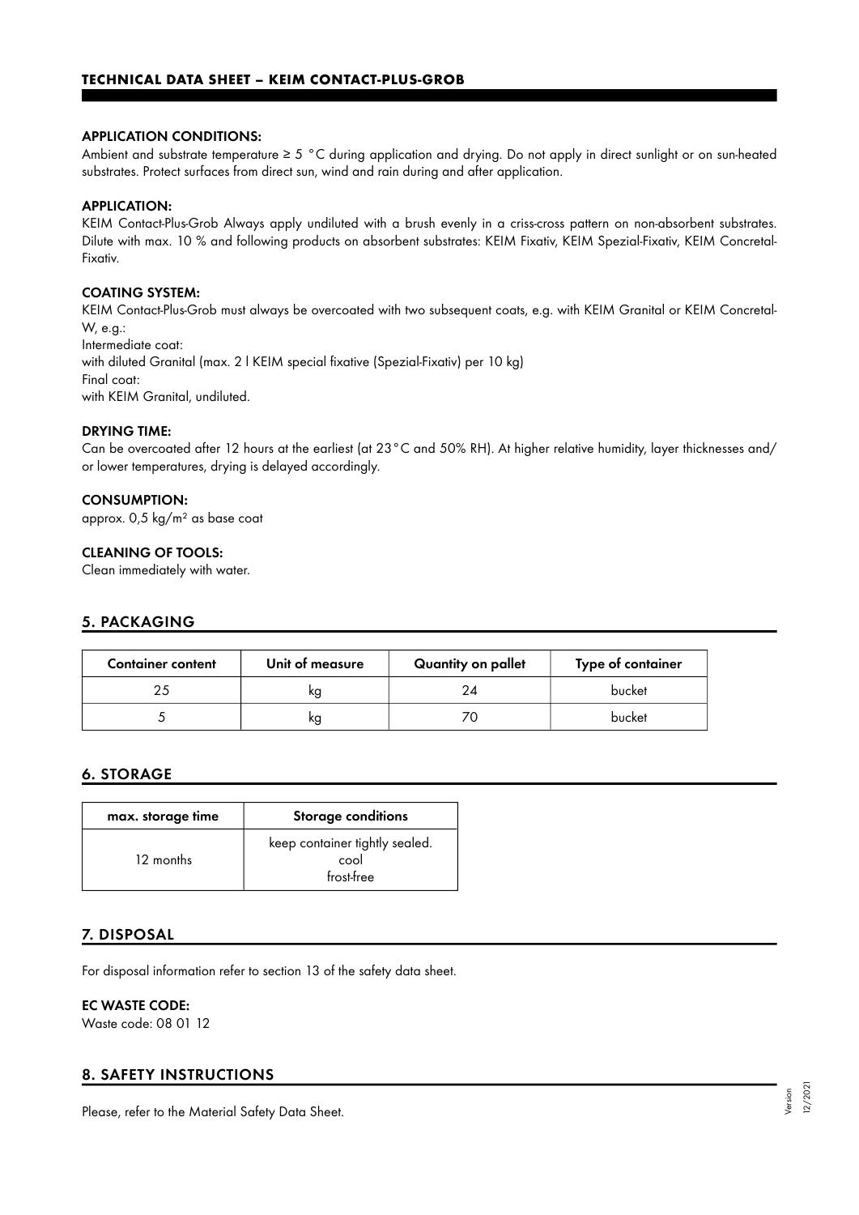#### APPLICATION CONDITIONS:

Ambient and substrate temperature ≥ 5 °C during application and drying. Do not apply in direct sunlight or on sun-heated substrates. Protect surfaces from direct sun, wind and rain during and after application.

#### APPLICATION:

KEIM Contact-Plus-Grob Always apply undiluted with a brush evenly in a criss-cross pattern on non-absorbent substrates. Dilute with max. 10 % and following products on absorbent substrates: KEIM Fixativ, KEIM Spezial-Fixativ, KEIM Concretal-Fixativ.

#### COATING SYSTEM:

KEIM Contact-Plus-Grob must always be overcoated with two subsequent coats, e.g. with KEIM Granital or KEIM Concretal-W, e.g.:
Intermediate coat:
with diluted Granital (max. 2 l KEIM special fixative (Spezial-Fixativ) per 10 kg)
Final coat:
with KEIM Granital, undiluted.

#### DRYING TIME:

Can be overcoated after 12 hours at the earliest (at 23°C and 50% RH). At higher relative humidity, layer thicknesses and/ or lower temperatures, drying is delayed accordingly.

#### CONSUMPTION:

approx. 0,5 kg/m² as base coat

#### CLEANING OF TOOLS:

Clean immediately with water.

## 5. PACKAGING

| Container content | Unit of measure | Quantity on pallet | Type of container |
|---|---|---|---|
| 25 | kg | 24 | bucket |
| 5 | kg | 70 | bucket |

## 6. STORAGE

| max. storage time | Storage conditions |
|---|---|
| 12 months | keep container tightly sealed. cool frost-free |

## 7. DISPOSAL

For disposal information refer to section 13 of the safety data sheet.

#### EC WASTE CODE:

Waste code: 08 01 12

## 8. SAFETY INSTRUCTIONS

Please, refer to the Material Safety Data Sheet.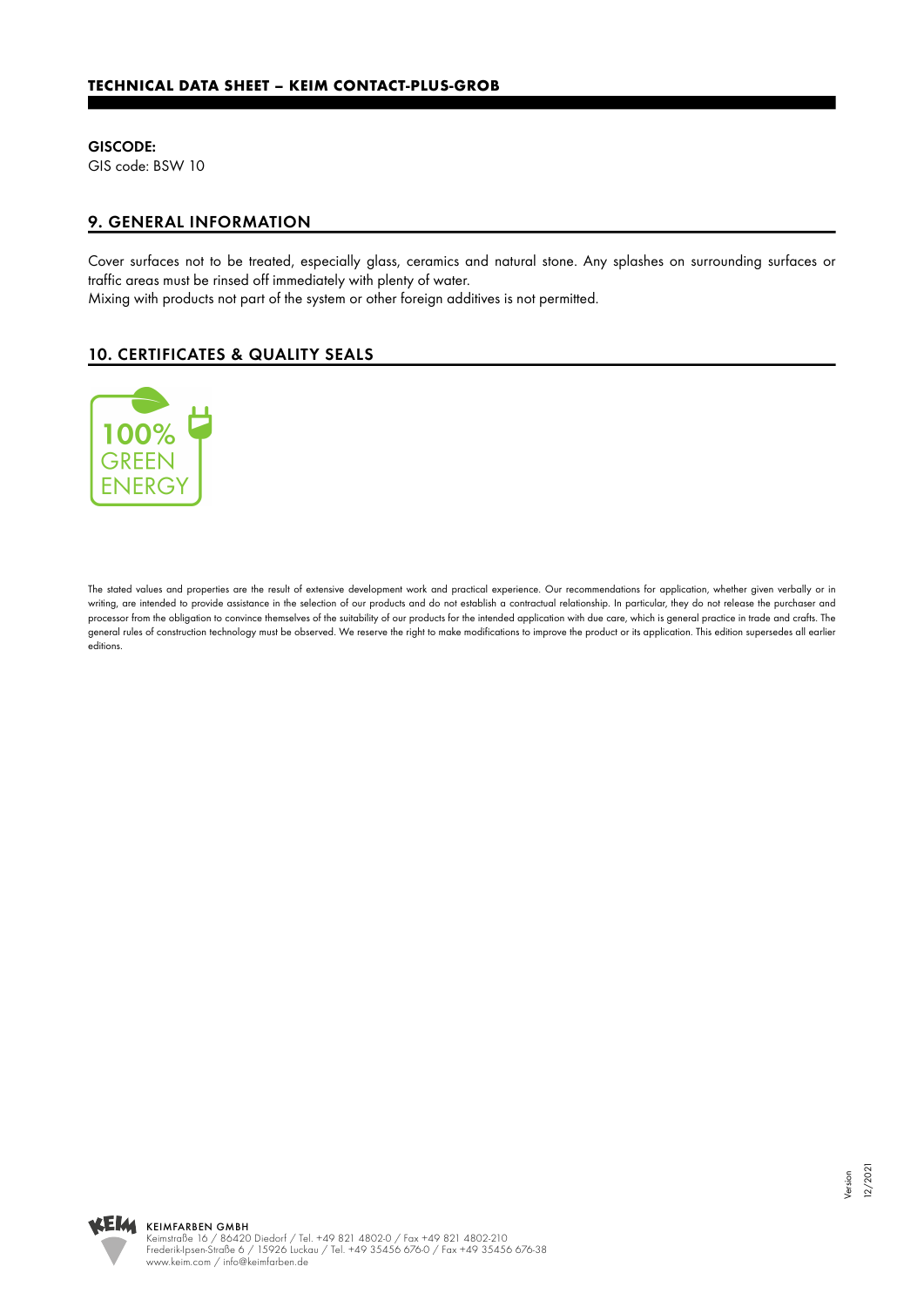**GISCODE:**

GIS code: BSW 10

## 9. GENERAL INFORMATION

Cover surfaces not to be treated, especially glass, ceramics and natural stone. Any splashes on surrounding surfaces or traffic areas must be rinsed off immediately with plenty of water.
Mixing with products not part of the system or other foreign additives is not permitted.

## 10. CERTIFICATES & QUALITY SEALS

100% GREEN ENERGY

The stated values and properties are the result of extensive development work and practical experience. Our recommendations for application, whether given verbally or in writing, are intended to provide assistance in the selection of our products and do not establish a contractual relationship. In particular, they do not release the purchaser and processor from the obligation to convince themselves of the suitability of our products for the intended application with due care, which is general practice in trade and crafts. The general rules of construction technology must be observed. We reserve the right to make modifications to improve the product or its application. This edition supersedes all earlier editions.

**KEIMFARBEN GMBH**
Keimstraße 16 / 86420 Diedorf / Tel. +49 821 4802-0 / Fax +49 821 4802-210
Frederik-Ipsen-Straße 6 / 15926 Luckau / Tel. +49 35456 676-0 / Fax +49 35456 676-38
www.keim.com / info@keimfarben.de

Version 12/2021